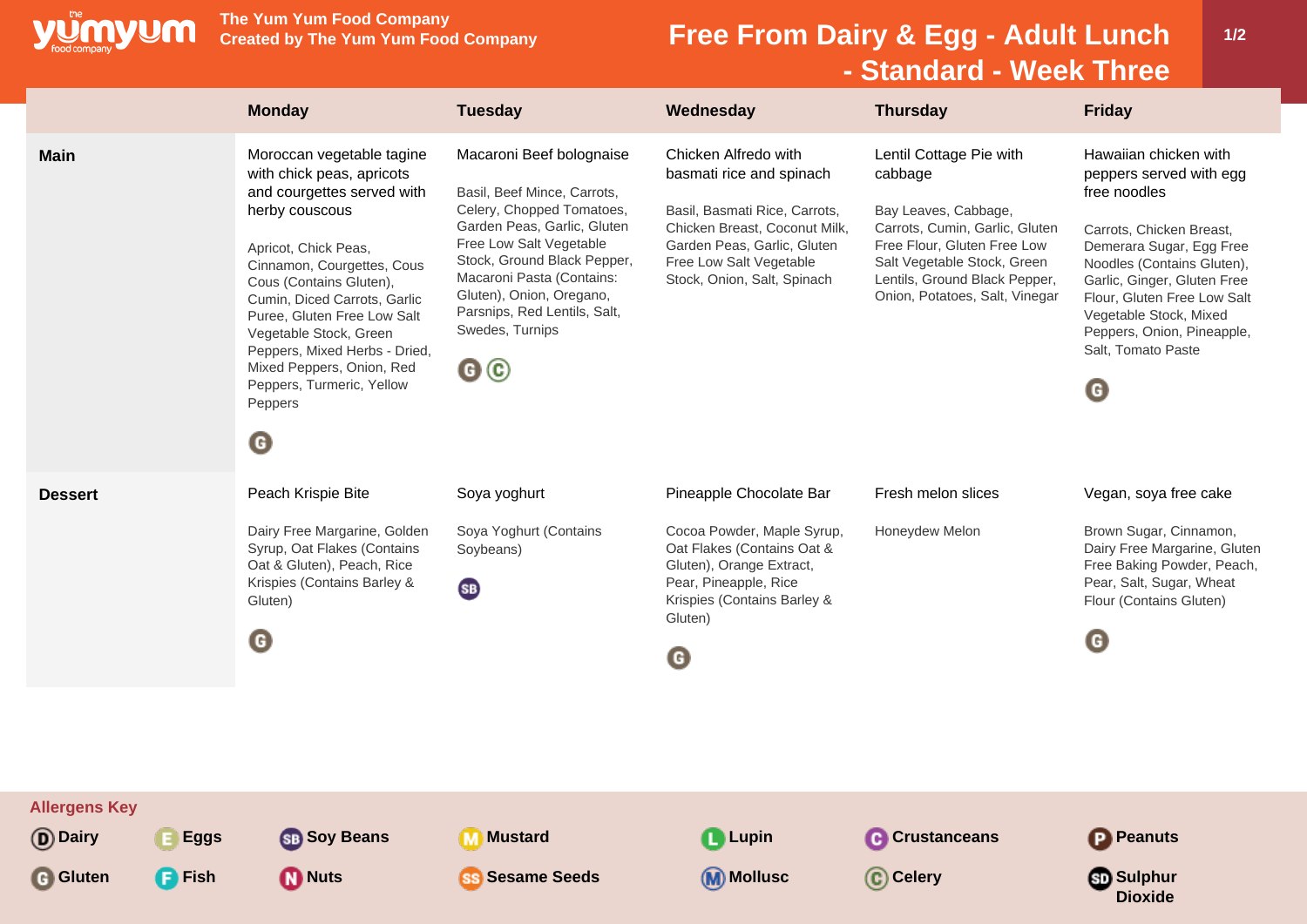**The Yum Yum Food Company**
**Created by The Yum Yum Food Company**

# Free From Dairy & Egg - Adult Lunch - Standard - Week Three

| | Monday | Tuesday | Wednesday | Thursday | Friday |
|---|---|---|---|---|---|
| **Main** | Moroccan vegetable tagine with chick peas, apricots and courgettes served with herby couscous<br><br>Apricot, Chick Peas, Cinnamon, Courgettes, Cous Cous (Contains Gluten), Cumin, Diced Carrots, Garlic Puree, Gluten Free Low Salt Vegetable Stock, Green Peppers, Mixed Herbs - Dried, Mixed Peppers, Onion, Red Peppers, Turmeric, Yellow Peppers<br><br>G | Macaroni Beef bolognaise<br><br>Basil, Beef Mince, Carrots, Celery, Chopped Tomatoes, Garden Peas, Garlic, Gluten Free Low Salt Vegetable Stock, Ground Black Pepper, Macaroni Pasta (Contains: Gluten), Onion, Oregano, Parsnips, Red Lentils, Salt, Swedes, Turnips<br><br>G C | Chicken Alfredo with basmati rice and spinach<br><br>Basil, Basmati Rice, Carrots, Chicken Breast, Coconut Milk, Garden Peas, Garlic, Gluten Free Low Salt Vegetable Stock, Onion, Salt, Spinach | Lentil Cottage Pie with cabbage<br><br>Bay Leaves, Cabbage, Carrots, Cumin, Garlic, Gluten Free Flour, Gluten Free Low Salt Vegetable Stock, Green Lentils, Ground Black Pepper, Onion, Potatoes, Salt, Vinegar | Hawaiian chicken with peppers served with egg free noodles<br><br>Carrots, Chicken Breast, Demerara Sugar, Egg Free Noodles (Contains Gluten), Garlic, Ginger, Gluten Free Flour, Gluten Free Low Salt Vegetable Stock, Mixed Peppers, Onion, Pineapple, Salt, Tomato Paste<br><br>G |
| **Dessert** | Peach Krispie Bite<br><br>Dairy Free Margarine, Golden Syrup, Oat Flakes (Contains Oat & Gluten), Peach, Rice Krispies (Contains Barley & Gluten)<br><br>G | Soya yoghurt<br><br>Soya Yoghurt (Contains Soybeans)<br><br>SB | Pineapple Chocolate Bar<br><br>Cocoa Powder, Maple Syrup, Oat Flakes (Contains Oat & Gluten), Orange Extract, Pear, Pineapple, Rice Krispies (Contains Barley & Gluten)<br><br>G | Fresh melon slices<br><br>Honeydew Melon | Vegan, soya free cake<br><br>Brown Sugar, Cinnamon, Dairy Free Margarine, Gluten Free Baking Powder, Peach, Pear, Salt, Sugar, Wheat Flour (Contains Gluten)<br><br>G |

**Allergens Key**

| | | | | | | |
|---|---|---|---|---|---|---|
| D Dairy | E Eggs | SB Soy Beans | M Mustard | L Lupin | C Crustaceans | P Peanuts |
| G Gluten | F Fish | N Nuts | SS Sesame Seeds | M Mollusc | C Celery | SD Sulphur Dioxide |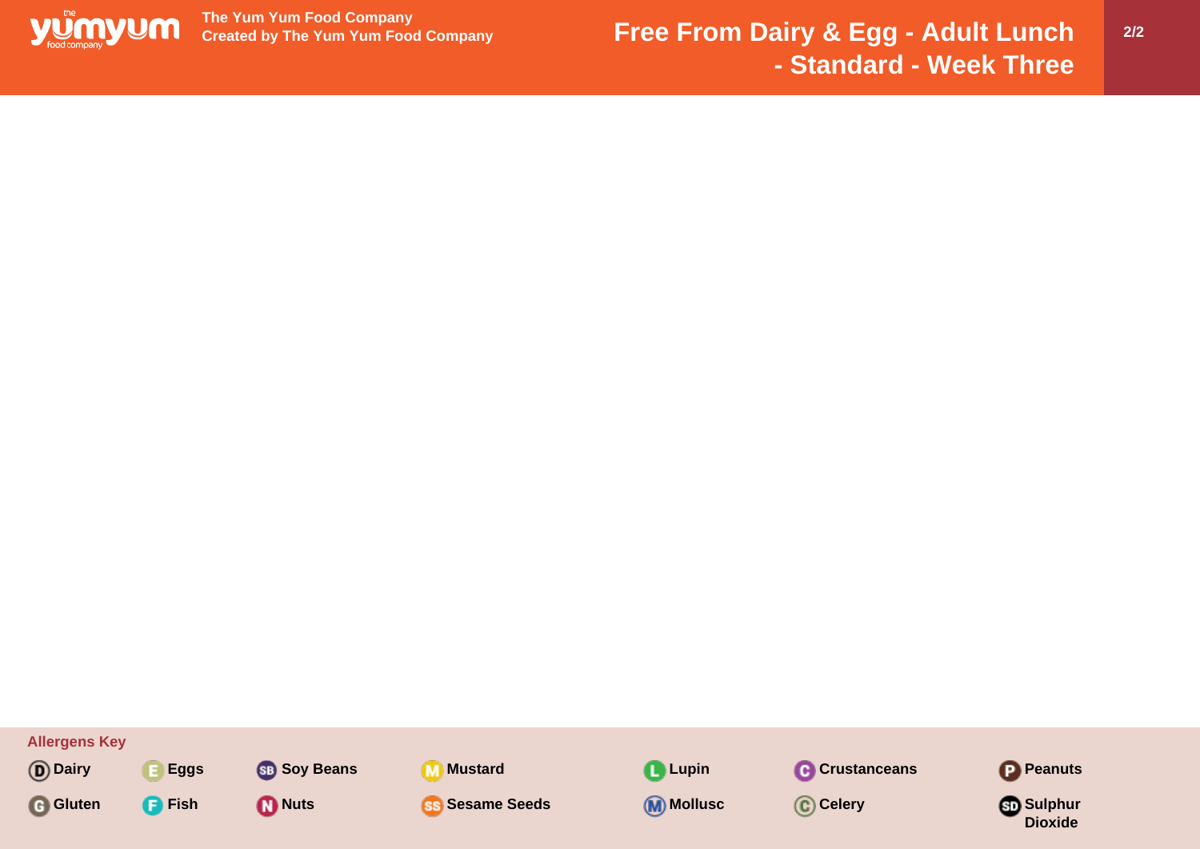# Free From Dairy & Egg - Adult Lunch - Standard - Week Three

The Yum Yum Food Company
Created by The Yum Yum Food Company

**Allergens Key**

| | | | | | | |
|---|---|---|---|---|---|---|
| D Dairy | E Eggs | SB Soy Beans | M Mustard | L Lupin | C Crustanceans | P Peanuts |
| G Gluten | F Fish | N Nuts | SS Sesame Seeds | M Mollusc | C Celery | SD Sulphur Dioxide |